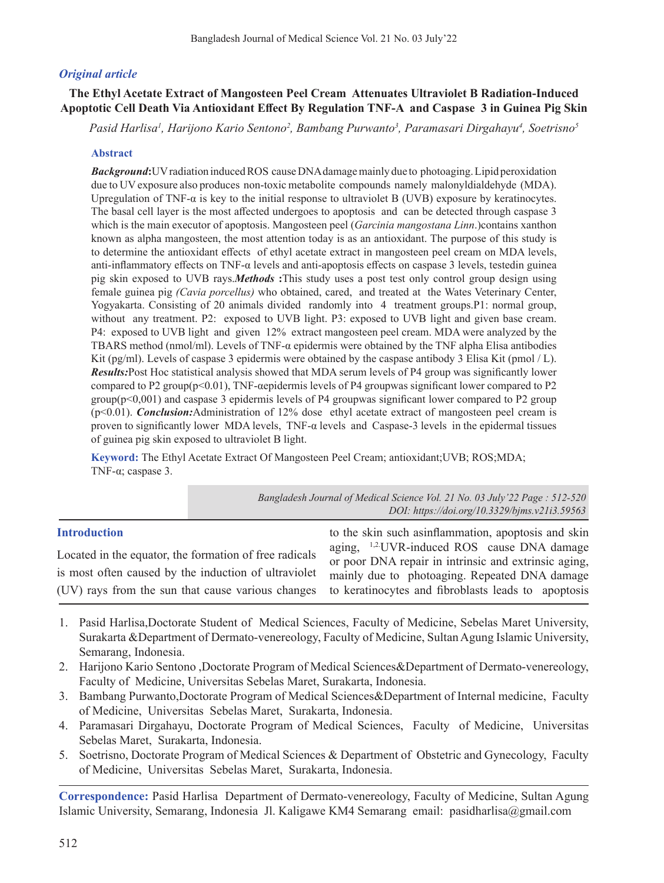*Original article*

# The Ethyl Acetate Extract of Mangosteen Peel Cream Attenuates Ultraviolet B Radiation-Induced Apoptotic Cell Death Via Antioxidant Effect By Regulation TNF-A and Caspase 3 in Guinea Pig Skin

*Pasid Harlisa[1], Harijono Kario Sentono[2], Bambang Purwanto[3], Paramasari Dirgahayu[4], Soetrisno[5]*

## Abstract

***Background*:** UV radiation induced ROS cause DNA damage mainly due to photoaging. Lipid peroxidation due to UV exposure also produces non-toxic metabolite compounds namely malonyldialdehyde (MDA). Upregulation of TNF-α is key to the initial response to ultraviolet B (UVB) exposure by keratinocytes. The basal cell layer is the most affected undergoes to apoptosis and can be detected through caspase 3 which is the main executor of apoptosis. Mangosteen peel (*Garcinia mangostana Linn.*) contains xanthon known as alpha mangosteen, the most attention today is as an antioxidant. The purpose of this study is to determine the antioxidant effects of ethyl acetate extract in mangosteen peel cream on MDA levels, anti-inflammatory effects on TNF-α levels and anti-apoptosis effects on caspase 3 levels, testedin guinea pig skin exposed to UVB rays. ***Methods* :** This study uses a post test only control group design using female guinea pig *(Cavia porcellus)* who obtained, cared, and treated at the Wates Veterinary Center, Yogyakarta. Consisting of 20 animals divided randomly into 4 treatment groups. P1: normal group, without any treatment. P2: exposed to UVB light. P3: exposed to UVB light and given base cream. P4: exposed to UVB light and given 12% extract mangosteen peel cream. MDA were analyzed by the TBARS method (nmol/ml). Levels of TNF-α epidermis were obtained by the TNF alpha Elisa antibodies Kit (pg/ml). Levels of caspase 3 epidermis were obtained by the caspase antibody 3 Elisa Kit (pmol / L). ***Results*:** Post Hoc statistical analysis showed that MDA serum levels of P4 group was significantly lower compared to P2 group ($p<0.01$), TNF-α epidermis levels of P4 group was significant lower compared to P2 group ($p<0,001$) and caspase 3 epidermis levels of P4 group was significant lower compared to P2 group ($p<0.01$). ***Conclusion*:** Administration of 12% dose ethyl acetate extract of mangosteen peel cream is proven to significantly lower MDA levels, TNF-α levels and Caspase-3 levels in the epidermal tissues of guinea pig skin exposed to ultraviolet B light.

**Keyword:** The Ethyl Acetate Extract Of Mangosteen Peel Cream; antioxidant; UVB; ROS; MDA; TNF-α; caspase 3.

*Bangladesh Journal of Medical Science Vol. 21 No. 03 July'22 Page : 512-520*
*DOI: https://doi.org/10.3329/bjms.v21i3.59563*

## Introduction

Located in the equator, the formation of free radicals is most often caused by the induction of ultraviolet (UV) rays from the sun that cause various changes to the skin such as inflammation, apoptosis and skin aging, [1,2] UVR-induced ROS cause DNA damage or poor DNA repair in intrinsic and extrinsic aging, mainly due to photoaging. Repeated DNA damage to keratinocytes and fibroblasts leads to apoptosis

1. Pasid Harlisa, Doctorate Student of Medical Sciences, Faculty of Medicine, Sebelas Maret University, Surakarta & Department of Dermato-venereology, Faculty of Medicine, Sultan Agung Islamic University, Semarang, Indonesia.
2. Harijono Kario Sentono, Doctorate Program of Medical Sciences & Department of Dermato-venereology, Faculty of Medicine, Universitas Sebelas Maret, Surakarta, Indonesia.
3. Bambang Purwanto, Doctorate Program of Medical Sciences & Department of Internal medicine, Faculty of Medicine, Universitas Sebelas Maret, Surakarta, Indonesia.
4. Paramasari Dirgahayu, Doctorate Program of Medical Sciences, Faculty of Medicine, Universitas Sebelas Maret, Surakarta, Indonesia.
5. Soetrisno, Doctorate Program of Medical Sciences & Department of Obstetric and Gynecology, Faculty of Medicine, Universitas Sebelas Maret, Surakarta, Indonesia.

**Correspondence:** Pasid Harlisa Department of Dermato-venereology, Faculty of Medicine, Sultan Agung Islamic University, Semarang, Indonesia Jl. Kaligawe KM4 Semarang email: pasidharlisa@gmail.com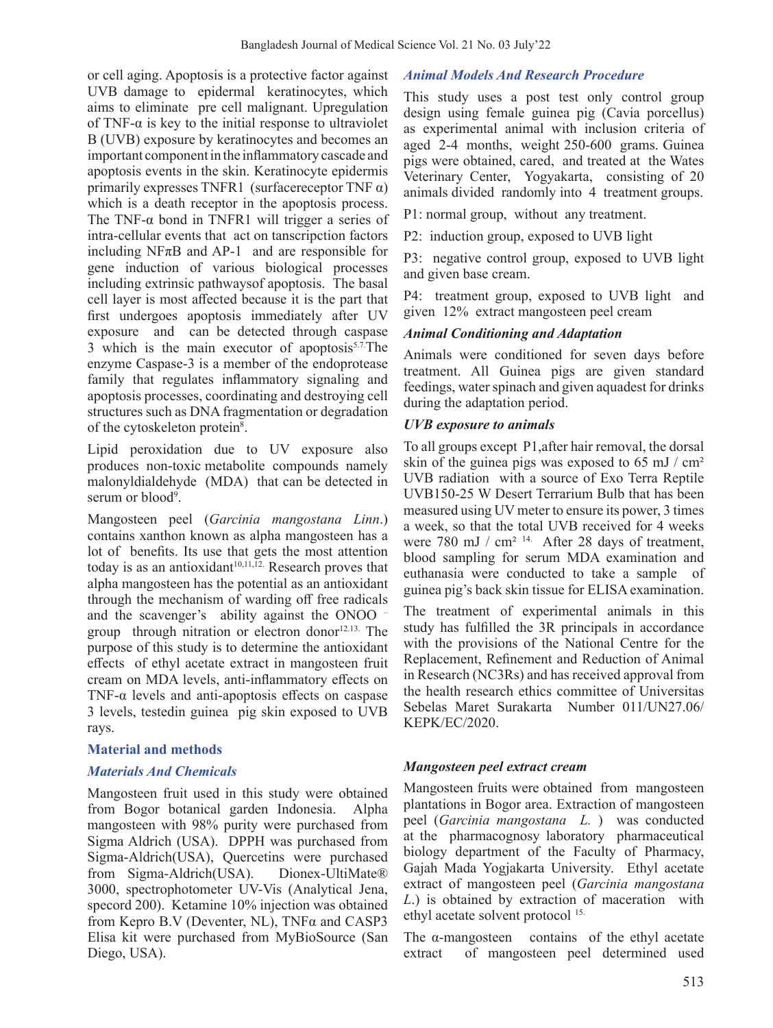or cell aging. Apoptosis is a protective factor against UVB damage to epidermal keratinocytes, which aims to eliminate pre cell malignant. Upregulation of TNF-α is key to the initial response to ultraviolet B (UVB) exposure by keratinocytes and becomes an important component in the inflammatory cascade and apoptosis events in the skin. Keratinocyte epidermis primarily expresses TNFR1 (surfacereceptor TNF α) which is a death receptor in the apoptosis process. The TNF-α bond in TNFR1 will trigger a series of intra-cellular events that act on tanscription factors including NFπB and AP-1 and are responsible for gene induction of various biological processes including extrinsic pathwaysof apoptosis. The basal cell layer is most affected because it is the part that first undergoes apoptosis immediately after UV exposure and can be detected through caspase 3 which is the main executor of apoptosis[5.7.]The enzyme Caspase-3 is a member of the endoprotease family that regulates inflammatory signaling and apoptosis processes, coordinating and destroying cell structures such as DNA fragmentation or degradation of the cytoskeleton protein[8].

Lipid peroxidation due to UV exposure also produces non-toxic metabolite compounds namely malonyldialdehyde (MDA) that can be detected in serum or blood[9].

Mangosteen peel (*Garcinia mangostana Linn*.) contains xanthon known as alpha mangosteen has a lot of benefits. Its use that gets the most attention today is as an antioxidant[10,11,12.] Research proves that alpha mangosteen has the potential as an antioxidant through the mechanism of warding off free radicals and the scavenger's ability against the ONOO⁻ group through nitration or electron donor[12.13.] The purpose of this study is to determine the antioxidant effects of ethyl acetate extract in mangosteen fruit cream on MDA levels, anti-inflammatory effects on TNF-α levels and anti-apoptosis effects on caspase 3 levels, testedin guinea pig skin exposed to UVB rays.

## Material and methods

### *Materials And Chemicals*

Mangosteen fruit used in this study were obtained from Bogor botanical garden Indonesia. Alpha mangosteen with 98% purity were purchased from Sigma Aldrich (USA). DPPH was purchased from Sigma-Aldrich(USA), Quercetins were purchased from Sigma-Aldrich(USA). Dionex-UltiMate® 3000, spectrophotometer UV-Vis (Analytical Jena, specord 200). Ketamine 10% injection was obtained from Kepro B.V (Deventer, NL), TNFα and CASP3 Elisa kit were purchased from MyBioSource (San Diego, USA).

### *Animal Models And Research Procedure*

This study uses a post test only control group design using female guinea pig (Cavia porcellus) as experimental animal with inclusion criteria of aged 2-4 months, weight 250-600 grams. Guinea pigs were obtained, cared, and treated at the Wates Veterinary Center, Yogyakarta, consisting of 20 animals divided randomly into 4 treatment groups.

P1: normal group, without any treatment.

P2: induction group, exposed to UVB light

P3: negative control group, exposed to UVB light and given base cream.

P4: treatment group, exposed to UVB light and given 12% extract mangosteen peel cream

### *Animal Conditioning and Adaptation*

Animals were conditioned for seven days before treatment. All Guinea pigs are given standard feedings, water spinach and given aquadest for drinks during the adaptation period.

### *UVB exposure to animals*

To all groups except P1,after hair removal, the dorsal skin of the guinea pigs was exposed to 65 mJ / cm² UVB radiation with a source of Exo Terra Reptile UVB150-25 W Desert Terrarium Bulb that has been measured using UV meter to ensure its power, 3 times a week, so that the total UVB received for 4 weeks were 780 mJ / cm² [14.] After 28 days of treatment, blood sampling for serum MDA examination and euthanasia were conducted to take a sample of guinea pig's back skin tissue for ELISA examination.

The treatment of experimental animals in this study has fulfilled the 3R principals in accordance with the provisions of the National Centre for the Replacement, Refinement and Reduction of Animal in Research (NC3Rs) and has received approval from the health research ethics committee of Universitas Sebelas Maret Surakarta Number 011/UN27.06/KEPK/EC/2020.

### *Mangosteen peel extract cream*

Mangosteen fruits were obtained from mangosteen plantations in Bogor area. Extraction of mangosteen peel (*Garcinia mangostana L.*) was conducted at the pharmacognosy laboratory pharmaceutical biology department of the Faculty of Pharmacy, Gajah Mada Yogjakarta University. Ethyl acetate extract of mangosteen peel (*Garcinia mangostana L.*) is obtained by extraction of maceration with ethyl acetate solvent protocol [15.]

The α-mangosteen contains of the ethyl acetate extract of mangosteen peel determined used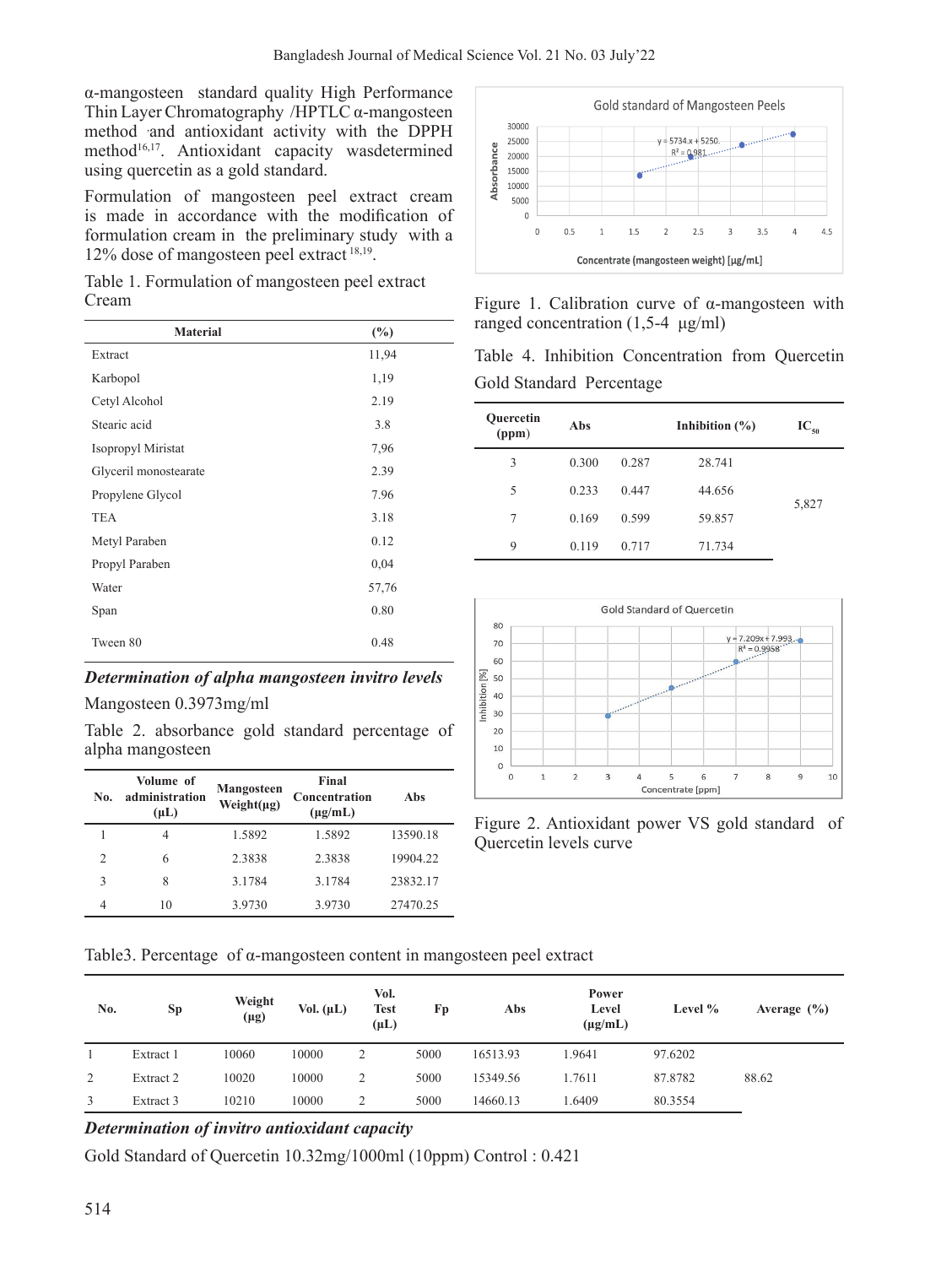α-mangosteen standard quality High Performance Thin Layer Chromatography /HPTLC α-mangosteen method and antioxidant activity with the DPPH method[16,17]. Antioxidant capacity wasdetermined using quercetin as a gold standard.

Formulation of mangosteen peel extract cream is made in accordance with the modification of formulation cream in the preliminary study with a 12% dose of mangosteen peel extract [18,19].

Table 1. Formulation of mangosteen peel extract Cream

| Material | (%) |
|---|---|
| Extract | 11,94 |
| Karbopol | 1,19 |
| Cetyl Alcohol | 2.19 |
| Stearic acid | 3.8 |
| Isopropyl Miristat | 7,96 |
| Glyceril monostearate | 2.39 |
| Propylene Glycol | 7.96 |
| TEA | 3.18 |
| Metyl Paraben | 0.12 |
| Propyl Paraben | 0,04 |
| Water | 57,76 |
| Span | 0.80 |
| Tween 80 | 0.48 |

***Determination of alpha mangosteen invitro levels***

Mangosteen 0.3973mg/ml

Table 2. absorbance gold standard percentage of alpha mangosteen

| No. | Volume of administration (μL) | Mangosteen Weight(μg) | Final Concentration (μg/mL) | Abs |
|---|---|---|---|---|
| 1 | 4 | 1.5892 | 1.5892 | 13590.18 |
| 2 | 6 | 2.3838 | 2.3838 | 19904.22 |
| 3 | 8 | 3.1784 | 3.1784 | 23832.17 |
| 4 | 10 | 3.9730 | 3.9730 | 27470.25 |

Gold standard of Mangosteen Peels

Figure 1. Calibration curve of α-mangosteen with ranged concentration (1,5-4 μg/ml)

Table 4. Inhibition Concentration from Quercetin Gold Standard Percentage

| Quercetin (ppm) | Abs | | Inhibition (%) | $IC_{50}$ |
|---|---|---|---|---|
| 3 | 0.300 | 0.287 | 28.741 | 5,827 |
| 5 | 0.233 | 0.447 | 44.656 | |
| 7 | 0.169 | 0.599 | 59.857 | |
| 9 | 0.119 | 0.717 | 71.734 | |

Gold Standard of Quercetin

Figure 2. Antioxidant power VS gold standard of Quercetin levels curve

Table3. Percentage of α-mangosteen content in mangosteen peel extract

| No. | Sp | Weight (μg) | Vol. (μL) | Vol. Test (μL) | Fp | Abs | Power Level (μg/mL) | Level % | Average (%) |
|---|---|---|---|---|---|---|---|---|---|
| 1 | Extract 1 | 10060 | 10000 | 2 | 5000 | 16513.93 | 1.9641 | 97.6202 | 88.62 |
| 2 | Extract 2 | 10020 | 10000 | 2 | 5000 | 15349.56 | 1.7611 | 87.8782 | |
| 3 | Extract 3 | 10210 | 10000 | 2 | 5000 | 14660.13 | 1.6409 | 80.3554 | |

***Determination of invitro antioxidant capacity***

Gold Standard of Quercetin 10.32mg/1000ml (10ppm) Control : 0.421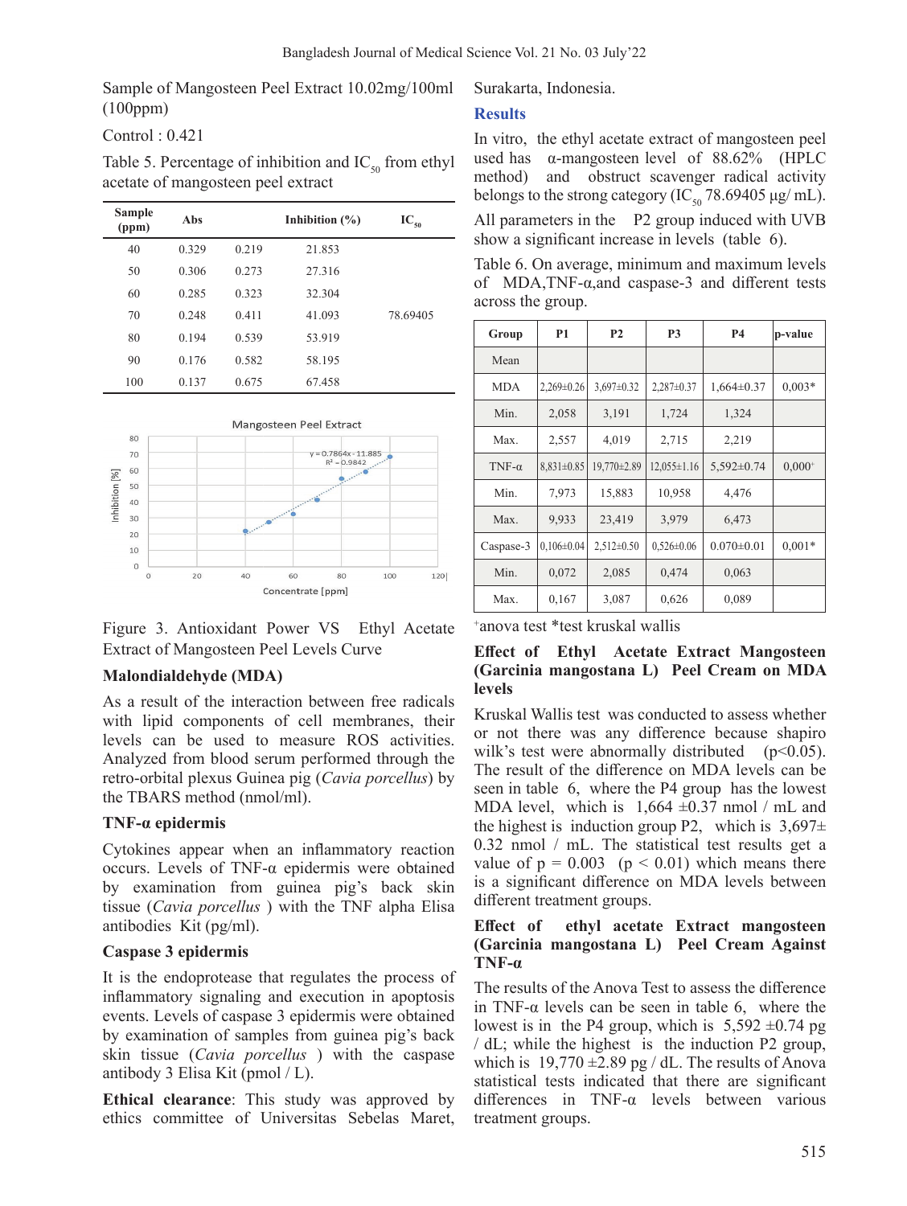Sample of Mangosteen Peel Extract 10.02mg/100ml (100ppm)

Control : 0.421

Table 5. Percentage of inhibition and $IC_{50}$ from ethyl acetate of mangosteen peel extract

| Sample (ppm) | Abs | | Inhibition (%) | $IC_{50}$ |
|---|---|---|---|---|
| 40 | 0.329 | 0.219 | 21.853 | |
| 50 | 0.306 | 0.273 | 27.316 | |
| 60 | 0.285 | 0.323 | 32.304 | |
| 70 | 0.248 | 0.411 | 41.093 | 78.69405 |
| 80 | 0.194 | 0.539 | 53.919 | |
| 90 | 0.176 | 0.582 | 58.195 | |
| 100 | 0.137 | 0.675 | 67.458 | |

Figure 3. Antioxidant Power VS Ethyl Acetate Extract of Mangosteen Peel Levels Curve

### Malondialdehyde (MDA)

As a result of the interaction between free radicals with lipid components of cell membranes, their levels can be used to measure ROS activities. Analyzed from blood serum performed through the retro-orbital plexus Guinea pig (*Cavia porcellus*) by the TBARS method (nmol/ml).

### TNF-α epidermis

Cytokines appear when an inflammatory reaction occurs. Levels of TNF-α epidermis were obtained by examination from guinea pig's back skin tissue (*Cavia porcellus* ) with the TNF alpha Elisa antibodies Kit (pg/ml).

### Caspase 3 epidermis

It is the endoprotease that regulates the process of inflammatory signaling and execution in apoptosis events. Levels of caspase 3 epidermis were obtained by examination of samples from guinea pig's back skin tissue (*Cavia porcellus* ) with the caspase antibody 3 Elisa Kit (pmol / L).

**Ethical clearance**: This study was approved by ethics committee of Universitas Sebelas Maret, Surakarta, Indonesia.

## Results

In vitro, the ethyl acetate extract of mangosteen peel used has α-mangosteen level of 88.62% (HPLC method) and obstruct scavenger radical activity belongs to the strong category ($IC_{50}$ 78.69405 µg/ mL).

All parameters in the P2 group induced with UVB show a significant increase in levels (table 6).

Table 6. On average, minimum and maximum levels of MDA,TNF-α,and caspase-3 and different tests across the group.

| Group | P1 | P2 | P3 | P4 | p-value |
|---|---|---|---|---|---|
| Mean | | | | | |
| MDA | 2,269±0.26 | 3,697±0.32 | 2,287±0.37 | 1,664±0.37 | 0,003* |
| Min. | 2,058 | 3,191 | 1,724 | 1,324 | |
| Max. | 2,557 | 4,019 | 2,715 | 2,219 | |
| TNF-α | 8,831±0.85 | 19,770±2.89 | 12,055±1.16 | 5,592±0.74 | 0,000+ |
| Min. | 7,973 | 15,883 | 10,958 | 4,476 | |
| Max. | 9,933 | 23,419 | 3,979 | 6,473 | |
| Caspase-3 | 0,106±0.04 | 2,512±0.50 | 0,526±0.06 | 0.070±0.01 | 0,001* |
| Min. | 0,072 | 2,085 | 0,474 | 0,063 | |
| Max. | 0,167 | 3,087 | 0,626 | 0,089 | |

+anova test *test kruskal wallis

### Effect of Ethyl Acetate Extract Mangosteen (Garcinia mangostana L) Peel Cream on MDA levels

Kruskal Wallis test was conducted to assess whether or not there was any difference because shapiro wilk's test were abnormally distributed ($p<0.05$). The result of the difference on MDA levels can be seen in table 6, where the P4 group has the lowest MDA level, which is 1,664 ±0.37 nmol / mL and the highest is induction group P2, which is 3,697± 0.32 nmol / mL. The statistical test results get a value of p = 0.003 ($p < 0.01$) which means there is a significant difference on MDA levels between different treatment groups.

### Effect of ethyl acetate Extract mangosteen (Garcinia mangostana L) Peel Cream Against TNF-α

The results of the Anova Test to assess the difference in TNF-α levels can be seen in table 6, where the lowest is in the P4 group, which is 5,592 ±0.74 pg / dL; while the highest is the induction P2 group, which is 19,770 ±2.89 pg / dL. The results of Anova statistical tests indicated that there are significant differences in TNF-α levels between various treatment groups.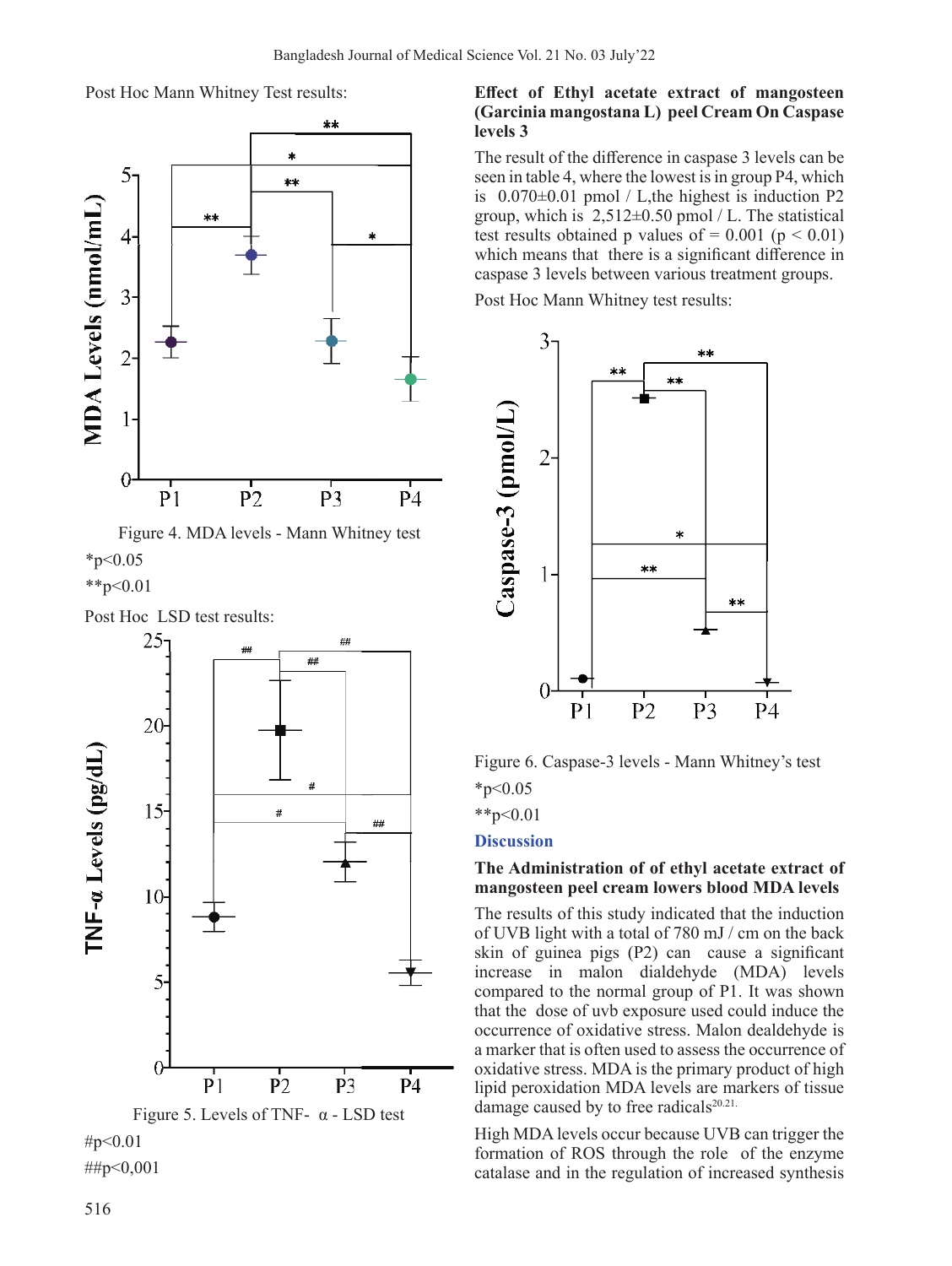Post Hoc Mann Whitney Test results:

Figure 4. MDA levels - Mann Whitney test

*p<0.05

**p<0.01

Post Hoc LSD test results:

Figure 5. Levels of TNF- α - LSD test

#p<0.01

##p<0,001

### Effect of Ethyl acetate extract of mangosteen (Garcinia mangostana L) peel Cream On Caspase levels 3

The result of the difference in caspase 3 levels can be seen in table 4, where the lowest is in group P4, which is 0.070±0.01 pmol / L,the highest is induction P2 group, which is 2,512±0.50 pmol / L. The statistical test results obtained p values of = 0.001 ($p < 0.01$) which means that there is a significant difference in caspase 3 levels between various treatment groups.

Post Hoc Mann Whitney test results:

Figure 6. Caspase-3 levels - Mann Whitney's test

*p<0.05

**p<0.01

## Discussion

### The Administration of of ethyl acetate extract of mangosteen peel cream lowers blood MDA levels

The results of this study indicated that the induction of UVB light with a total of 780 mJ / cm on the back skin of guinea pigs (P2) can cause a significant increase in malon dialdehyde (MDA) levels compared to the normal group of P1. It was shown that the dose of uvb exposure used could induce the occurrence of oxidative stress. Malon dealdehyde is a marker that is often used to assess the occurrence of oxidative stress. MDA is the primary product of high lipid peroxidation MDA levels are markers of tissue damage caused by to free radicals[20,21.]

High MDA levels occur because UVB can trigger the formation of ROS through the role of the enzyme catalase and in the regulation of increased synthesis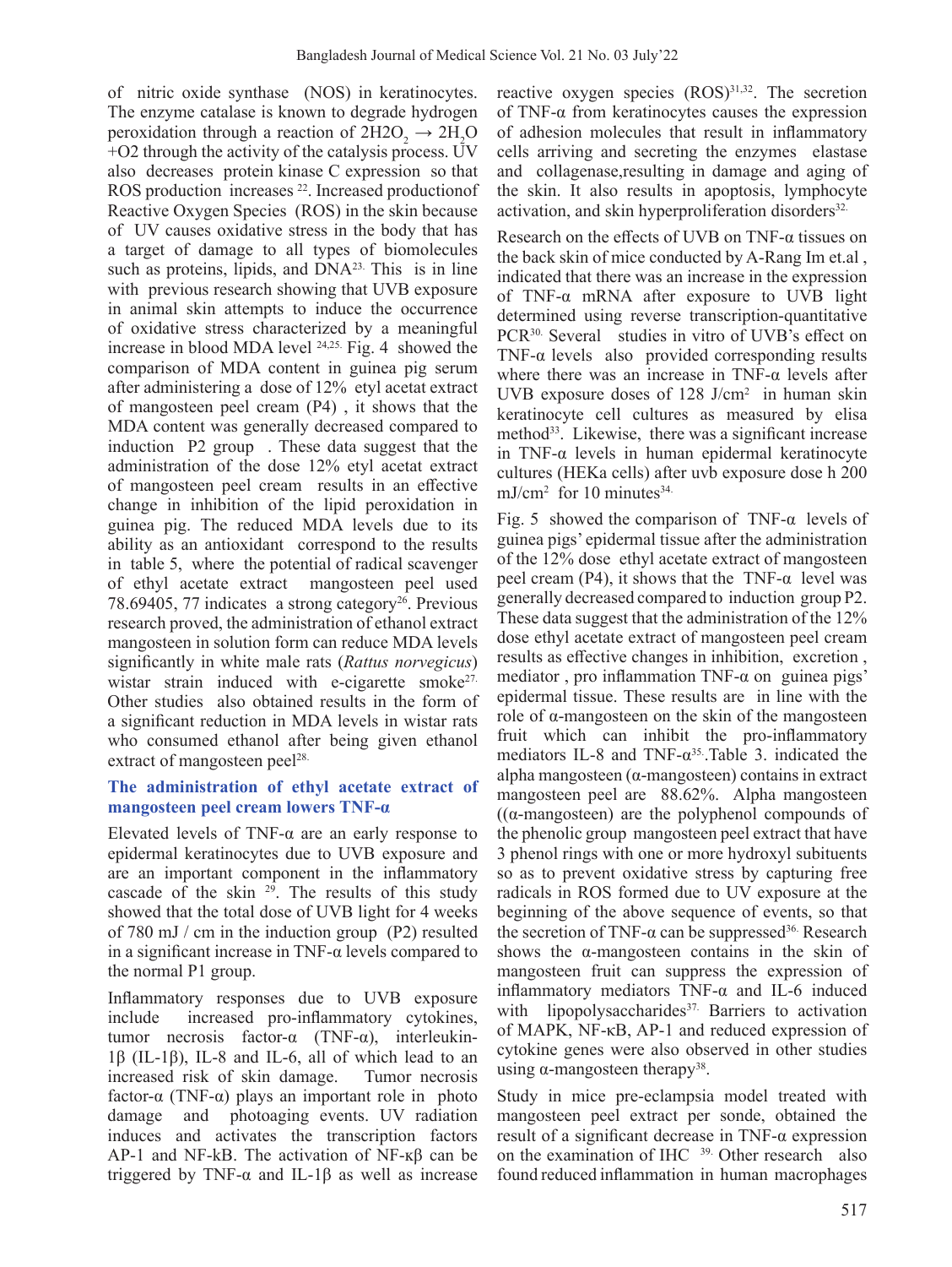of nitric oxide synthase (NOS) in keratinocytes. The enzyme catalase is known to degrade hydrogen peroxidation through a reaction of $2H2O_2 \rightarrow 2H_2O + O2$ through the activity of the catalysis process. UV also decreases protein kinase C expression so that ROS production increases [22]. Increased productionof Reactive Oxygen Species (ROS) in the skin because of UV causes oxidative stress in the body that has a target of damage to all types of biomolecules such as proteins, lipids, and DNA[23]. This is in line with previous research showing that UVB exposure in animal skin attempts to induce the occurrence of oxidative stress characterized by a meaningful increase in blood MDA level [24,25]. Fig. 4 showed the comparison of MDA content in guinea pig serum after administering a dose of 12% etyl acetat extract of mangosteen peel cream (P4) , it shows that the MDA content was generally decreased compared to induction P2 group . These data suggest that the administration of the dose 12% etyl acetat extract of mangosteen peel cream results in an effective change in inhibition of the lipid peroxidation in guinea pig. The reduced MDA levels due to its ability as an antioxidant correspond to the results in table 5, where the potential of radical scavenger of ethyl acetate extract mangosteen peel used 78.69405, 77 indicates a strong category[26]. Previous research proved, the administration of ethanol extract mangosteen in solution form can reduce MDA levels significantly in white male rats (*Rattus norvegicus*) wistar strain induced with e-cigarette smoke[27]. Other studies also obtained results in the form of a significant reduction in MDA levels in wistar rats who consumed ethanol after being given ethanol extract of mangosteen peel[28].

## The administration of ethyl acetate extract of mangosteen peel cream lowers TNF-α

Elevated levels of TNF-α are an early response to epidermal keratinocytes due to UVB exposure and are an important component in the inflammatory cascade of the skin [29]. The results of this study showed that the total dose of UVB light for 4 weeks of 780 mJ / cm in the induction group (P2) resulted in a significant increase in TNF-α levels compared to the normal P1 group.

Inflammatory responses due to UVB exposure include increased pro-inflammatory cytokines, tumor necrosis factor-α (TNF-α), interleukin-1β (IL-1β), IL-8 and IL-6, all of which lead to an increased risk of skin damage. Tumor necrosis factor-α (TNF-α) plays an important role in photo damage and photoaging events. UV radiation induces and activates the transcription factors AP-1 and NF-kB. The activation of NF-κβ can be triggered by TNF-α and IL-1β as well as increase reactive oxygen species (ROS)[31,32]. The secretion of TNF-α from keratinocytes causes the expression of adhesion molecules that result in inflammatory cells arriving and secreting the enzymes elastase and collagenase,resulting in damage and aging of the skin. It also results in apoptosis, lymphocyte activation, and skin hyperproliferation disorders[32].

Research on the effects of UVB on TNF-α tissues on the back skin of mice conducted by A-Rang Im et.al , indicated that there was an increase in the expression of TNF-α mRNA after exposure to UVB light determined using reverse transcription-quantitative PCR[30]. Several studies in vitro of UVB's effect on TNF-α levels also provided corresponding results where there was an increase in TNF-α levels after UVB exposure doses of 128 J/cm$^2$ in human skin keratinocyte cell cultures as measured by elisa method[33]. Likewise, there was a significant increase in TNF-α levels in human epidermal keratinocyte cultures (HEKa cells) after uvb exposure dose h 200 mJ/cm$^2$ for 10 minutes[34].

Fig. 5 showed the comparison of TNF-α levels of guinea pigs' epidermal tissue after the administration of the 12% dose ethyl acetate extract of mangosteen peel cream (P4), it shows that the TNF-α level was generally decreased compared to induction group P2. These data suggest that the administration of the 12% dose ethyl acetate extract of mangosteen peel cream results as effective changes in inhibition, excretion , mediator , pro inflammation TNF-α on guinea pigs' epidermal tissue. These results are in line with the role of α-mangosteen on the skin of the mangosteen fruit which can inhibit the pro-inflammatory mediators IL-8 and TNF-α[35].Table 3. indicated the alpha mangosteen (α-mangosteen) contains in extract mangosteen peel are 88.62%. Alpha mangosteen ((α-mangosteen) are the polyphenol compounds of the phenolic group mangosteen peel extract that have 3 phenol rings with one or more hydroxyl subituents so as to prevent oxidative stress by capturing free radicals in ROS formed due to UV exposure at the beginning of the above sequence of events, so that the secretion of TNF-α can be suppressed[36]. Research shows the α-mangosteen contains in the skin of mangosteen fruit can suppress the expression of inflammatory mediators TNF-α and IL-6 induced with lipopolysaccharides[37]. Barriers to activation of MAPK, NF-κB, AP-1 and reduced expression of cytokine genes were also observed in other studies using α-mangosteen therapy[38].

Study in mice pre-eclampsia model treated with mangosteen peel extract per sonde, obtained the result of a significant decrease in TNF-α expression on the examination of IHC [39]. Other research also found reduced inflammation in human macrophages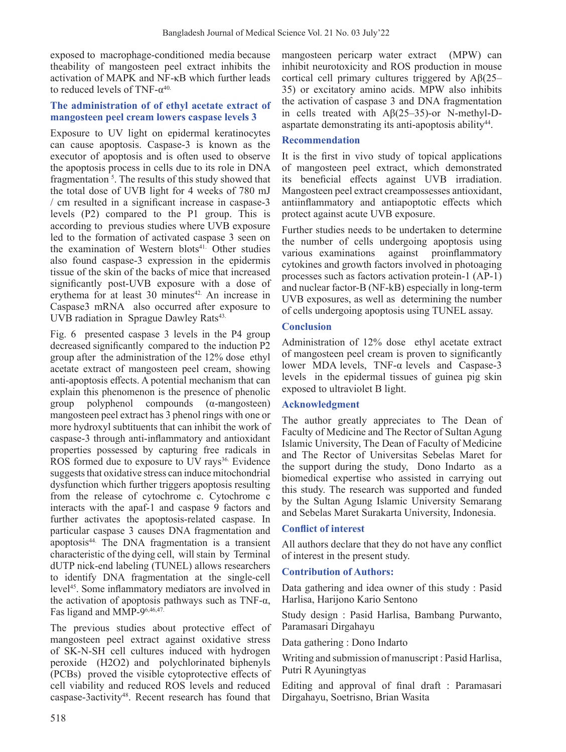exposed to macrophage-conditioned media because theability of mangosteen peel extract inhibits the activation of MAPK and NF-κB which further leads to reduced levels of TNF-α[40].

### The administration of of ethyl acetate extract of mangosteen peel cream lowers caspase levels 3

Exposure to UV light on epidermal keratinocytes can cause apoptosis. Caspase-3 is known as the executor of apoptosis and is often used to observe the apoptosis process in cells due to its role in DNA fragmentation [5]. The results of this study showed that the total dose of UVB light for 4 weeks of 780 mJ / cm resulted in a significant increase in caspase-3 levels (P2) compared to the P1 group. This is according to previous studies where UVB exposure led to the formation of activated caspase 3 seen on the examination of Western blots[41]. Other studies also found caspase-3 expression in the epidermis tissue of the skin of the backs of mice that increased significantly post-UVB exposure with a dose of erythema for at least 30 minutes[42]. An increase in Caspase3 mRNA also occurred after exposure to UVB radiation in Sprague Dawley Rats[43].

Fig. 6 presented caspase 3 levels in the P4 group decreased significantly compared to the induction P2 group after the administration of the 12% dose ethyl acetate extract of mangosteen peel cream, showing anti-apoptosis effects. A potential mechanism that can explain this phenomenon is the presence of phenolic group polyphenol compounds (α-mangosteen) mangosteen peel extract has 3 phenol rings with one or more hydroxyl subtituents that can inhibit the work of caspase-3 through anti-inflammatory and antioxidant properties possessed by capturing free radicals in ROS formed due to exposure to UV rays[36]. Evidence suggests that oxidative stress can induce mitochondrial dysfunction which further triggers apoptosis resulting from the release of cytochrome c. Cytochrome c interacts with the apaf-1 and caspase 9 factors and further activates the apoptosis-related caspase. In particular caspase 3 causes DNA fragmentation and apoptosis[44]. The DNA fragmentation is a transient characteristic of the dying cell, will stain by Terminal dUTP nick-end labeling (TUNEL) allows researchers to identify DNA fragmentation at the single-cell level[45]. Some inflammatory mediators are involved in the activation of apoptosis pathways such as TNF-α, Fas ligand and MMP-9[6,46,47].

The previous studies about protective effect of mangosteen peel extract against oxidative stress of SK-N-SH cell cultures induced with hydrogen peroxide ($H_2O_2$) and polychlorinated biphenyls (PCBs) proved the visible cytoprotective effects of cell viability and reduced ROS levels and reduced caspase-3activity[48]. Recent research has found that mangosteen pericarp water extract (MPW) can inhibit neurotoxicity and ROS production in mouse cortical cell primary cultures triggered by Aβ(25–35) or excitatory amino acids. MPW also inhibits the activation of caspase 3 and DNA fragmentation in cells treated with Aβ(25–35)-or N-methyl-D-aspartate demonstrating its anti-apoptosis ability[44].

### Recommendation

It is the first in vivo study of topical applications of mangosteen peel extract, which demonstrated its beneficial effects against UVB irradiation. Mangosteen peel extract creampossesses antioxidant, antiinflammatory and antiapoptotic effects which protect against acute UVB exposure.

Further studies needs to be undertaken to determine the number of cells undergoing apoptosis using various examinations against proinflammatory cytokines and growth factors involved in photoaging processes such as factors activation protein-1 (AP-1) and nuclear factor-B (NF-kB) especially in long-term UVB exposures, as well as determining the number of cells undergoing apoptosis using TUNEL assay.

### Conclusion

Administration of 12% dose ethyl acetate extract of mangosteen peel cream is proven to significantly lower MDA levels, TNF-α levels and Caspase-3 levels in the epidermal tissues of guinea pig skin exposed to ultraviolet B light.

### Acknowledgment

The author greatly appreciates to The Dean of Faculty of Medicine and The Rector of Sultan Agung Islamic University, The Dean of Faculty of Medicine and The Rector of Universitas Sebelas Maret for the support during the study, Dono Indarto as a biomedical expertise who assisted in carrying out this study. The research was supported and funded by the Sultan Agung Islamic University Semarang and Sebelas Maret Surakarta University, Indonesia.

### Conflict of interest

All authors declare that they do not have any conflict of interest in the present study.

### Contribution of Authors:

Data gathering and idea owner of this study : Pasid Harlisa, Harijono Kario Sentono

Study design : Pasid Harlisa, Bambang Purwanto, Paramasari Dirgahayu

Data gathering : Dono Indarto

Writing and submission of manuscript : Pasid Harlisa, Putri R Ayuningtyas

Editing and approval of final draft : Paramasari Dirgahayu, Soetrisno, Brian Wasita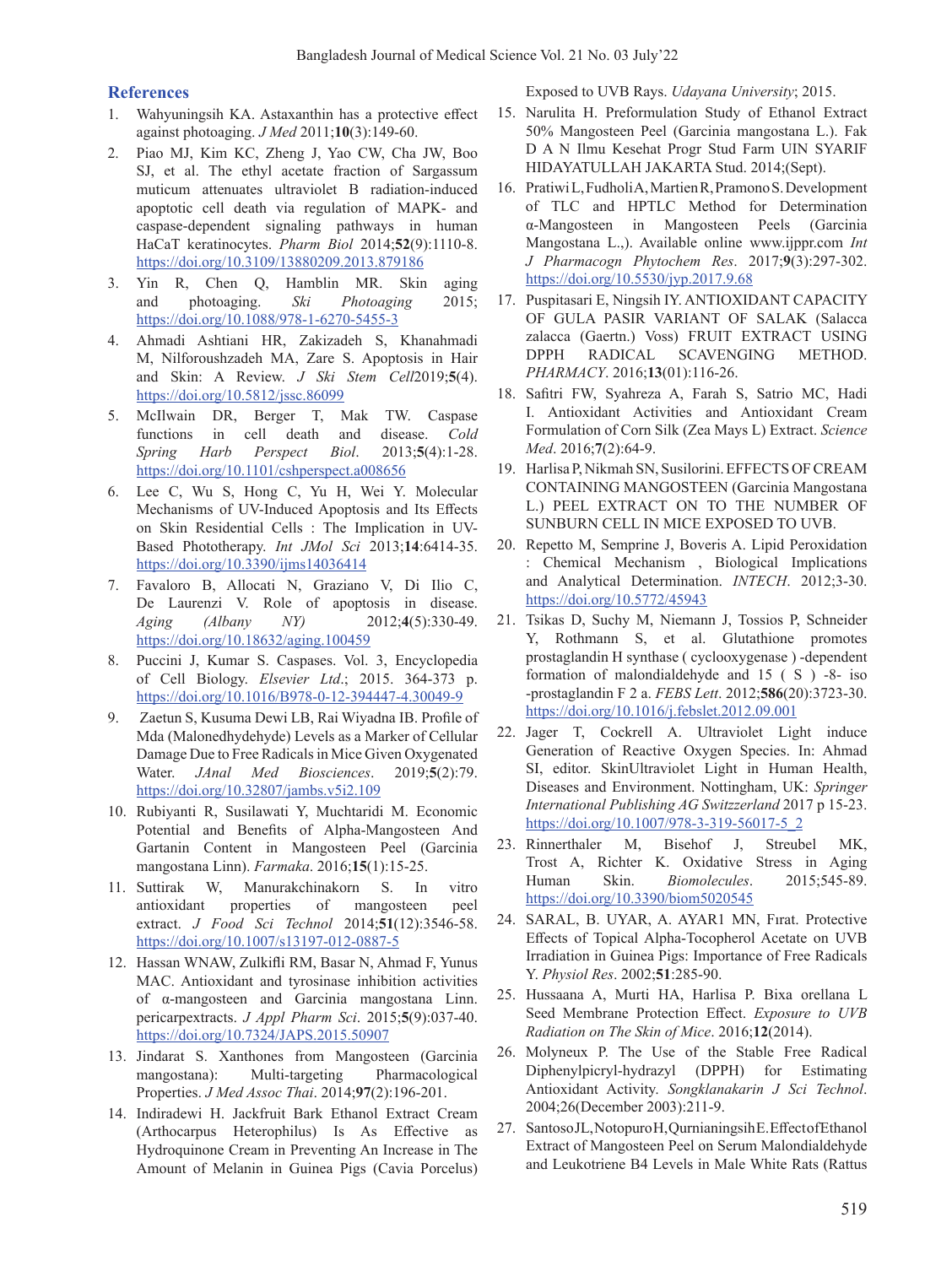## References

1. Wahyuningsih KA. Astaxanthin has a protective effect against photoaging. *J Med* 2011;**10**(3):149-60.
2. Piao MJ, Kim KC, Zheng J, Yao CW, Cha JW, Boo SJ, et al. The ethyl acetate fraction of Sargassum muticum attenuates ultraviolet B radiation-induced apoptotic cell death via regulation of MAPK- and caspase-dependent signaling pathways in human HaCaT keratinocytes. *Pharm Biol* 2014;**52**(9):1110-8. https://doi.org/10.3109/13880209.2013.879186
3. Yin R, Chen Q, Hamblin MR. Skin aging and photoaging. *Ski Photoaging* 2015; https://doi.org/10.1088/978-1-6270-5455-3
4. Ahmadi Ashtiani HR, Zakizadeh S, Khanahmadi M, Nilforoushzadeh MA, Zare S. Apoptosis in Hair and Skin: A Review. *J Ski Stem Cell*2019;**5**(4). https://doi.org/10.5812/jssc.86099
5. McIlwain DR, Berger T, Mak TW. Caspase functions in cell death and disease. *Cold Spring Harb Perspect Biol*. 2013;**5**(4):1-28. https://doi.org/10.1101/cshperspect.a008656
6. Lee C, Wu S, Hong C, Yu H, Wei Y. Molecular Mechanisms of UV-Induced Apoptosis and Its Effects on Skin Residential Cells : The Implication in UV-Based Phototherapy. *Int JMol Sci* 2013;**14**:6414-35. https://doi.org/10.3390/ijms14036414
7. Favaloro B, Allocati N, Graziano V, Di Ilio C, De Laurenzi V. Role of apoptosis in disease. *Aging (Albany NY)* 2012;**4**(5):330-49. https://doi.org/10.18632/aging.100459
8. Puccini J, Kumar S. Caspases. Vol. 3, Encyclopedia of Cell Biology. *Elsevier Ltd*.; 2015. 364-373 p. https://doi.org/10.1016/B978-0-12-394447-4.30049-9
9. Zaetun S, Kusuma Dewi LB, Rai Wiyadna IB. Profile of Mda (Malonedhydehyde) Levels as a Marker of Cellular Damage Due to Free Radicals in Mice Given Oxygenated Water. *JAnal Med Biosciences*. 2019;**5**(2):79. https://doi.org/10.32807/jambs.v5i2.109
10. Rubiyanti R, Susilawati Y, Muchtaridi M. Economic Potential and Benefits of Alpha-Mangosteen And Gartanin Content in Mangosteen Peel (Garcinia mangostana Linn). *Farmaka*. 2016;**15**(1):15-25.
11. Suttirak W, Manurakchinakorn S. In vitro antioxidant properties of mangosteen peel extract. *J Food Sci Technol* 2014;**51**(12):3546-58. https://doi.org/10.1007/s13197-012-0887-5
12. Hassan WNAW, Zulkifli RM, Basar N, Ahmad F, Yunus MAC. Antioxidant and tyrosinase inhibition activities of α-mangosteen and Garcinia mangostana Linn. pericarpextracts. *J Appl Pharm Sci*. 2015;**5**(9):037-40. https://doi.org/10.7324/JAPS.2015.50907
13. Jindarat S. Xanthones from Mangosteen (Garcinia mangostana): Multi-targeting Pharmacological Properties. *J Med Assoc Thai*. 2014;**97**(2):196-201.
14. Indiradewi H. Jackfruit Bark Ethanol Extract Cream (Arthocarpus Heterophilus) Is As Effective as Hydroquinone Cream in Preventing An Increase in The Amount of Melanin in Guinea Pigs (Cavia Porcelus) Exposed to UVB Rays. *Udayana University*; 2015.
15. Narulita H. Preformulation Study of Ethanol Extract 50% Mangosteen Peel (Garcinia mangostana L.). Fak D A N Ilmu Kesehat Progr Stud Farm UIN SYARIF HIDAYATULLAH JAKARTA Stud. 2014;(Sept).
16. Pratiwi L, Fudholi A, Martien R, Pramono S. Development of TLC and HPTLC Method for Determination α-Mangosteen in Mangosteen Peels (Garcinia Mangostana L.,). Available online www.ijppr.com *Int J Pharmacogn Phytochem Res*. 2017;**9**(3):297-302. https://doi.org/10.5530/jyp.2017.9.68
17. Puspitasari E, Ningsih IY. ANTIOXIDANT CAPACITY OF GULA PASIR VARIANT OF SALAK (Salacca zalacca (Gaertn.) Voss) FRUIT EXTRACT USING DPPH RADICAL SCAVENGING METHOD. *PHARMACY*. 2016;**13**(01):116-26.
18. Safitri FW, Syahreza A, Farah S, Satrio MC, Hadi I. Antioxidant Activities and Antioxidant Cream Formulation of Corn Silk (Zea Mays L) Extract. *Science Med*. 2016;**7**(2):64-9.
19. Harlisa P, Nikmah SN, Susilorini. EFFECTS OF CREAM CONTAINING MANGOSTEEN (Garcinia Mangostana L.) PEEL EXTRACT ON TO THE NUMBER OF SUNBURN CELL IN MICE EXPOSED TO UVB.
20. Repetto M, Semprine J, Boveris A. Lipid Peroxidation : Chemical Mechanism , Biological Implications and Analytical Determination. *INTECH*. 2012;3-30. https://doi.org/10.5772/45943
21. Tsikas D, Suchy M, Niemann J, Tossios P, Schneider Y, Rothmann S, et al. Glutathione promotes prostaglandin H synthase ( cyclooxygenase ) -dependent formation of malondialdehyde and 15 ( S ) -8- iso -prostaglandin F 2 a. *FEBS Lett*. 2012;**586**(20):3723-30. https://doi.org/10.1016/j.febslet.2012.09.001
22. Jager T, Cockrell A. Ultraviolet Light induce Generation of Reactive Oxygen Species. In: Ahmad SI, editor. SkinUltraviolet Light in Human Health, Diseases and Environment. Nottingham, UK: *Springer International Publishing AG Switzzerland* 2017 p 15-23. https://doi.org/10.1007/978-3-319-56017-5_2
23. Rinnerthaler M, Bisehof J, Streubel MK, Trost A, Richter K. Oxidative Stress in Aging Human Skin. *Biomolecules*. 2015;545-89. https://doi.org/10.3390/biom5020545
24. SARAL, B. UYAR, A. AYAR1 MN, Fırat. Protective Effects of Topical Alpha-Tocopherol Acetate on UVB Irradiation in Guinea Pigs: Importance of Free Radicals Y. *Physiol Res*. 2002;**51**:285-90.
25. Hussaana A, Murti HA, Harlisa P. Bixa orellana L Seed Membrane Protection Effect. *Exposure to UVB Radiation on The Skin of Mice*. 2016;**12**(2014).
26. Molyneux P. The Use of the Stable Free Radical Diphenylpicryl-hydrazyl (DPPH) for Estimating Antioxidant Activity. *Songklanakarin J Sci Technol*. 2004;26(December 2003):211-9.
27. Santoso JL, Notopuro H, Qurnianingsih E. Effect of Ethanol Extract of Mangosteen Peel on Serum Malondialdehyde and Leukotriene B4 Levels in Male White Rats (Rattus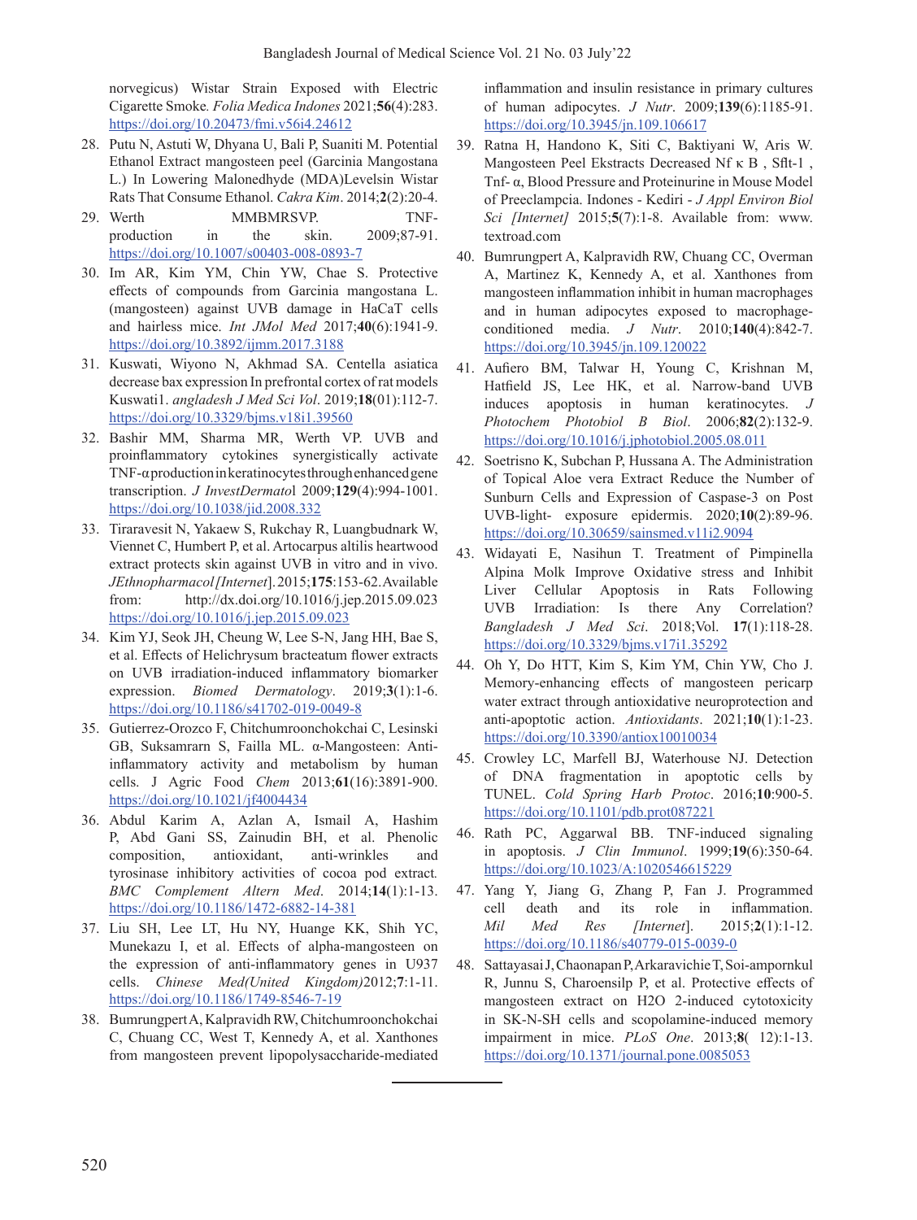norvegicus) Wistar Strain Exposed with Electric Cigarette Smoke. *Folia Medica Indones* 2021;**56**(4):283. https://doi.org/10.20473/fmi.v56i4.24612

28. Putu N, Astuti W, Dhyana U, Bali P, Suaniti M. Potential Ethanol Extract mangosteen peel (Garcinia Mangostana L.) In Lowering Malonedhyde (MDA)Levelsin Wistar Rats That Consume Ethanol. *Cakra Kim*. 2014;**2**(2):20-4.
29. Werth MMBMRSVP. TNF-production in the skin. 2009;87-91. https://doi.org/10.1007/s00403-008-0893-7
30. Im AR, Kim YM, Chin YW, Chae S. Protective effects of compounds from Garcinia mangostana L. (mangosteen) against UVB damage in HaCaT cells and hairless mice. *Int JMol Med* 2017;**40**(6):1941-9. https://doi.org/10.3892/ijmm.2017.3188
31. Kuswati, Wiyono N, Akhmad SA. Centella asiatica decrease bax expression In prefrontal cortex of rat models Kuswati1. *angladesh J Med Sci Vol*. 2019;**18**(01):112-7. https://doi.org/10.3329/bjms.v18i1.39560
32. Bashir MM, Sharma MR, Werth VP. UVB and proinflammatory cytokines synergistically activate TNF-α production in keratinocytes through enhanced gene transcription. *J InvestDermatol* 2009;**129**(4):994-1001. https://doi.org/10.1038/jid.2008.332
33. Tiraravesit N, Yakaew S, Rukchay R, Luangbudnark W, Viennet C, Humbert P, et al. Artocarpus altilis heartwood extract protects skin against UVB in vitro and in vivo. *JEthnopharmacol [Internet]*. 2015;**175**:153-62. Available from: http://dx.doi.org/10.1016/j.jep.2015.09.023 https://doi.org/10.1016/j.jep.2015.09.023
34. Kim YJ, Seok JH, Cheung W, Lee S-N, Jang HH, Bae S, et al. Effects of Helichrysum bracteatum flower extracts on UVB irradiation-induced inflammatory biomarker expression. *Biomed Dermatology*. 2019;**3**(1):1-6. https://doi.org/10.1186/s41702-019-0049-8
35. Gutierrez-Orozco F, Chitchumroonchokchai C, Lesinski GB, Suksamrarn S, Failla ML. α-Mangosteen: Anti-inflammatory activity and metabolism by human cells. J Agric Food *Chem* 2013;**61**(16):3891-900. https://doi.org/10.1021/jf4004434
36. Abdul Karim A, Azlan A, Ismail A, Hashim P, Abd Gani SS, Zainudin BH, et al. Phenolic composition, antioxidant, anti-wrinkles and tyrosinase inhibitory activities of cocoa pod extract. *BMC Complement Altern Med*. 2014;**14**(1):1-13. https://doi.org/10.1186/1472-6882-14-381
37. Liu SH, Lee LT, Hu NY, Huange KK, Shih YC, Munekazu I, et al. Effects of alpha-mangosteen on the expression of anti-inflammatory genes in U937 cells. *Chinese Med(United Kingdom)*2012;**7**:1-11. https://doi.org/10.1186/1749-8546-7-19
38. Bumrungpert A, Kalpravidh RW, Chitchumroonchokchai C, Chuang CC, West T, Kennedy A, et al. Xanthones from mangosteen prevent lipopolysaccharide-mediated inflammation and insulin resistance in primary cultures of human adipocytes. *J Nutr*. 2009;**139**(6):1185-91. https://doi.org/10.3945/jn.109.106617
39. Ratna H, Handono K, Siti C, Baktiyani W, Aris W. Mangosteen Peel Ekstracts Decreased Nf κ B , Sflt-1 , Tnf- α, Blood Pressure and Proteinurine in Mouse Model of Preeclampsia. Indones - Kediri - *J Appl Environ Biol Sci [Internet]* 2015;**5**(7):1-8. Available from: www.textroad.com
40. Bumrungpert A, Kalpravidh RW, Chuang CC, Overman A, Martinez K, Kennedy A, et al. Xanthones from mangosteen inflammation inhibit in human macrophages and in human adipocytes exposed to macrophage-conditioned media. *J Nutr*. 2010;**140**(4):842-7. https://doi.org/10.3945/jn.109.120022
41. Aufiero BM, Talwar H, Young C, Krishnan M, Hatfield JS, Lee HK, et al. Narrow-band UVB induces apoptosis in human keratinocytes. *J Photochem Photobiol B Biol*. 2006;**82**(2):132-9. https://doi.org/10.1016/j.jphotobiol.2005.08.011
42. Soetrisno K, Subchan P, Hussana A. The Administration of Topical Aloe vera Extract Reduce the Number of Sunburn Cells and Expression of Caspase-3 on Post UVB-light- exposure epidermis. 2020;**10**(2):89-96. https://doi.org/10.30659/sainsmed.v11i2.9094
43. Widayati E, Nasihun T. Treatment of Pimpinella Alpina Molk Improve Oxidative stress and Inhibit Liver Cellular Apoptosis in Rats Following UVB Irradiation: Is there Any Correlation? *Bangladesh J Med Sci*. 2018;Vol. **17**(1):118-28. https://doi.org/10.3329/bjms.v17i1.35292
44. Oh Y, Do HTT, Kim S, Kim YM, Chin YW, Cho J. Memory-enhancing effects of mangosteen pericarp water extract through antioxidative neuroprotection and anti-apoptotic action. *Antioxidants*. 2021;**10**(1):1-23. https://doi.org/10.3390/antiox10010034
45. Crowley LC, Marfell BJ, Waterhouse NJ. Detection of DNA fragmentation in apoptotic cells by TUNEL. *Cold Spring Harb Protoc*. 2016;**10**:900-5. https://doi.org/10.1101/pdb.prot087221
46. Rath PC, Aggarwal BB. TNF-induced signaling in apoptosis. *J Clin Immunol*. 1999;**19**(6):350-64. https://doi.org/10.1023/A:1020546615229
47. Yang Y, Jiang G, Zhang P, Fan J. Programmed cell death and its role in inflammation. *Mil Med Res [Internet]*. 2015;**2**(1):1-12. https://doi.org/10.1186/s40779-015-0039-0
48. Sattayasai J, Chaonapan P, Arkaravichie T, Soi-ampornkul R, Junnu S, Charoensilp P, et al. Protective effects of mangosteen extract on H2O 2-induced cytotoxicity in SK-N-SH cells and scopolamine-induced memory impairment in mice. *PLoS One*. 2013;**8**( 12):1-13. https://doi.org/10.1371/journal.pone.0085053